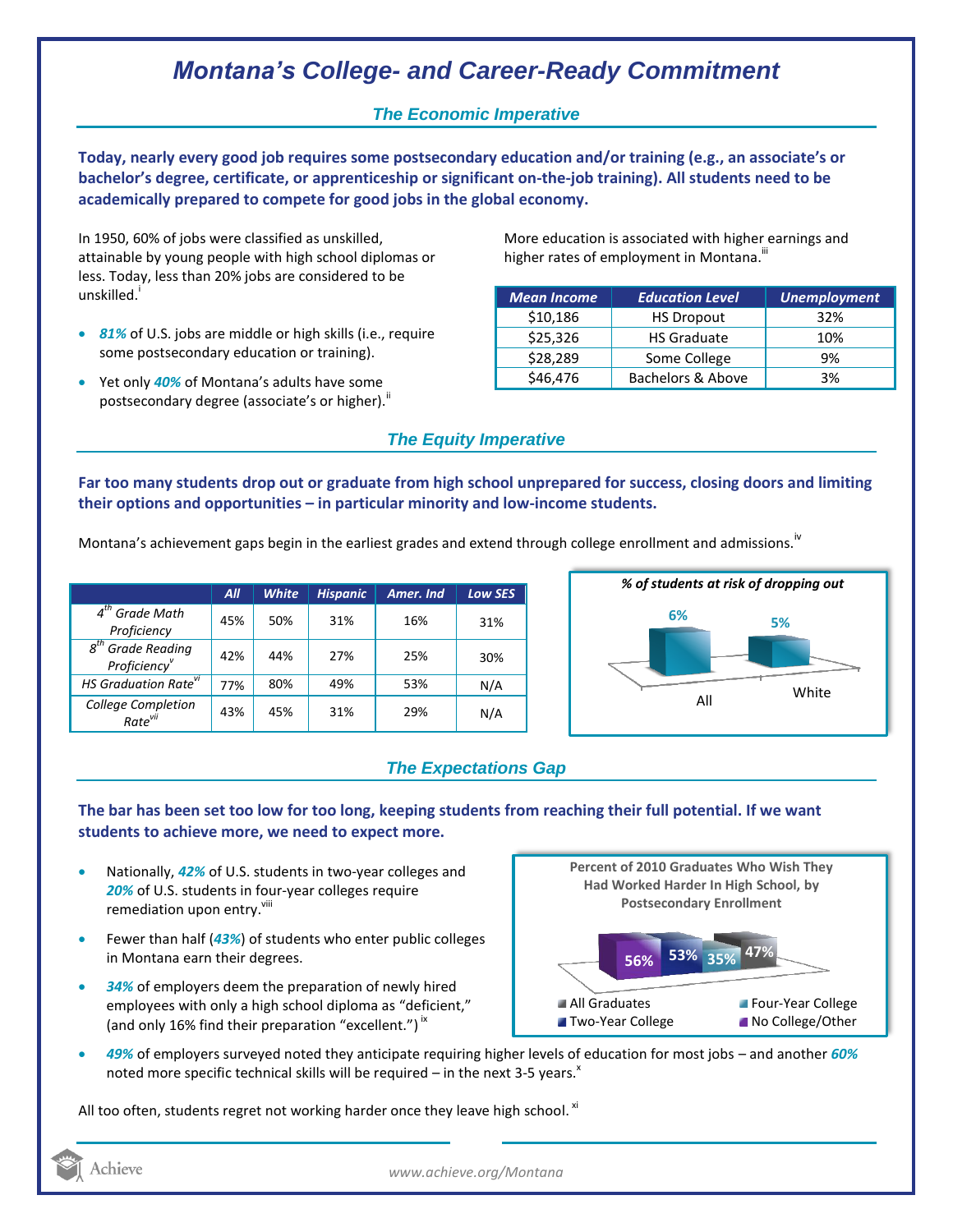# Montana's College- and Career-Ready Commitment

## The Economic Imperative

**Today, nearly every good job requires some postsecondary education and/or training (e.g., an associate's or bachelor's degree, certificate, or apprenticeship or significant on-the-job training). All students need to be academically prepared to compete for good jobs in the global economy.**

In 1950, 60% of jobs were classified as unskilled, attainable by young people with high school diplomas or less. Today, less than 20% jobs are considered to be unskilled.[i]

- ***81%*** of U.S. jobs are middle or high skills (i.e., require some postsecondary education or training).
- Yet only ***40%*** of Montana's adults have some postsecondary degree (associate's or higher).[ii]

More education is associated with higher earnings and higher rates of employment in Montana.[iii]

| Mean Income | Education Level | Unemployment |
|---|---|---|
| $10,186 | HS Dropout | 32% |
| $25,326 | HS Graduate | 10% |
| $28,289 | Some College | 9% |
| $46,476 | Bachelors & Above | 3% |

## The Equity Imperative

**Far too many students drop out or graduate from high school unprepared for success, closing doors and limiting their options and opportunities – in particular minority and low-income students.**

Montana's achievement gaps begin in the earliest grades and extend through college enrollment and admissions.[iv]

| | All | White | Hispanic | Amer. Ind | Low SES |
|---|---|---|---|---|---|
| *4th Grade Math Proficiency* | 45% | 50% | 31% | 16% | 31% |
| *8th Grade Reading Proficiency*[v] | 42% | 44% | 27% | 25% | 30% |
| *HS Graduation Rate*[vi] | 77% | 80% | 49% | 53% | N/A |
| *College Completion Rate*[vii] | 43% | 45% | 31% | 29% | N/A |

*% of students at risk of dropping out*

| All | White |
|---|---|
| 6% | 5% |

## The Expectations Gap

**The bar has been set too low for too long, keeping students from reaching their full potential. If we want students to achieve more, we need to expect more.**

- Nationally, ***42%*** of U.S. students in two-year colleges and ***20%*** of U.S. students in four-year colleges require remediation upon entry.[viii]
- Fewer than half (***43%***) of students who enter public colleges in Montana earn their degrees.
- ***34%*** of employers deem the preparation of newly hired employees with only a high school diploma as "deficient," (and only 16% find their preparation "excellent.")[ix]
- ***49%*** of employers surveyed noted they anticipate requiring higher levels of education for most jobs – and another ***60%*** noted more specific technical skills will be required – in the next 3-5 years.[x]

**Percent of 2010 Graduates Who Wish They Had Worked Harder In High School, by Postsecondary Enrollment**

| No College/Other | Two-Year College | Four-Year College | All Graduates |
|---|---|---|---|
| 56% | 53% | 35% | 47% |

All too often, students regret not working harder once they leave high school.[xi]

www.achieve.org/Montana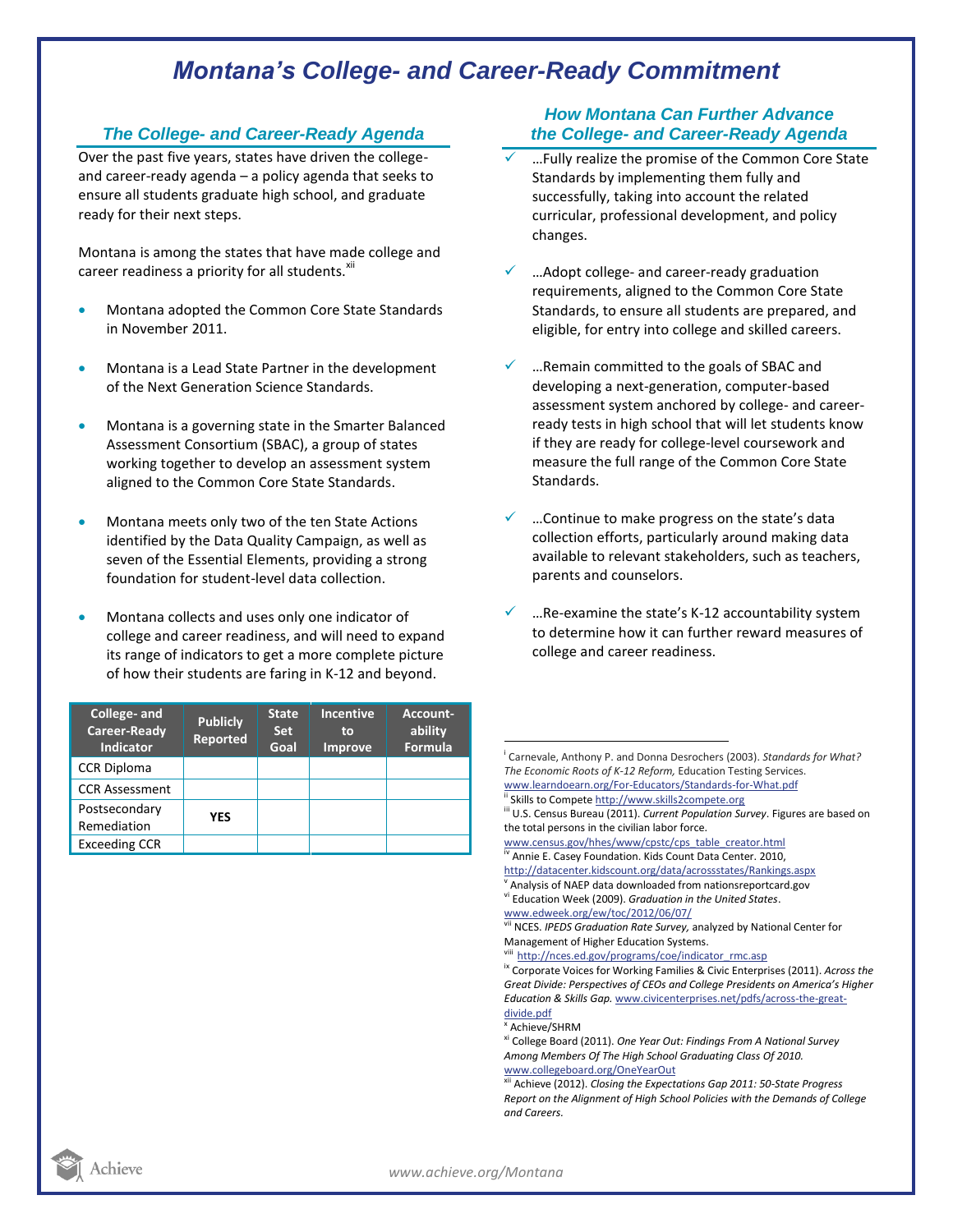# Montana's College- and Career-Ready Commitment

## The College- and Career-Ready Agenda

Over the past five years, states have driven the college- and career-ready agenda – a policy agenda that seeks to ensure all students graduate high school, and graduate ready for their next steps.

Montana is among the states that have made college and career readiness a priority for all students.[xii]

- Montana adopted the Common Core State Standards in November 2011.
- Montana is a Lead State Partner in the development of the Next Generation Science Standards.
- Montana is a governing state in the Smarter Balanced Assessment Consortium (SBAC), a group of states working together to develop an assessment system aligned to the Common Core State Standards.
- Montana meets only two of the ten State Actions identified by the Data Quality Campaign, as well as seven of the Essential Elements, providing a strong foundation for student-level data collection.
- Montana collects and uses only one indicator of college and career readiness, and will need to expand its range of indicators to get a more complete picture of how their students are faring in K-12 and beyond.

| College- and Career-Ready Indicator | Publicly Reported | State Set Goal | Incentive to Improve | Account-ability Formula |
|---|---|---|---|---|
| CCR Diploma | | | | |
| CCR Assessment | | | | |
| Postsecondary Remediation | YES | | | |
| Exceeding CCR | | | | |

## How Montana Can Further Advance the College- and Career-Ready Agenda

- ✓ …Fully realize the promise of the Common Core State Standards by implementing them fully and successfully, taking into account the related curricular, professional development, and policy changes.
- ✓ …Adopt college- and career-ready graduation requirements, aligned to the Common Core State Standards, to ensure all students are prepared, and eligible, for entry into college and skilled careers.
- ✓ …Remain committed to the goals of SBAC and developing a next-generation, computer-based assessment system anchored by college- and career-ready tests in high school that will let students know if they are ready for college-level coursework and measure the full range of the Common Core State Standards.
- ✓ …Continue to make progress on the state's data collection efforts, particularly around making data available to relevant stakeholders, such as teachers, parents and counselors.
- ✓ …Re-examine the state's K-12 accountability system to determine how it can further reward measures of college and career readiness.

---

[i] Carnevale, Anthony P. and Donna Desrochers (2003). *Standards for What? The Economic Roots of K-12 Reform,* Education Testing Services. www.learndoearn.org/For-Educators/Standards-for-What.pdf
[ii] Skills to Compete http://www.skills2compete.org
[iii] U.S. Census Bureau (2011). *Current Population Survey*. Figures are based on the total persons in the civilian labor force. www.census.gov/hhes/www/cpstc/cps_table_creator.html
[iv] Annie E. Casey Foundation. Kids Count Data Center. 2010, http://datacenter.kidscount.org/data/acrossstates/Rankings.aspx
[v] Analysis of NAEP data downloaded from nationsreportcard.gov
[vi] Education Week (2009). *Graduation in the United States*. www.edweek.org/ew/toc/2012/06/07/
[vii] NCES. *IPEDS Graduation Rate Survey,* analyzed by National Center for Management of Higher Education Systems.
[viii] http://nces.ed.gov/programs/coe/indicator_rmc.asp
[ix] Corporate Voices for Working Families & Civic Enterprises (2011). *Across the Great Divide: Perspectives of CEOs and College Presidents on America's Higher Education & Skills Gap.* www.civicenterprises.net/pdfs/across-the-great-divide.pdf
[x] Achieve/SHRM
[xi] College Board (2011). *One Year Out: Findings From A National Survey Among Members Of The High School Graduating Class Of 2010.* www.collegeboard.org/OneYearOut
[xii] Achieve (2012). *Closing the Expectations Gap 2011: 50-State Progress Report on the Alignment of High School Policies with the Demands of College and Careers.*